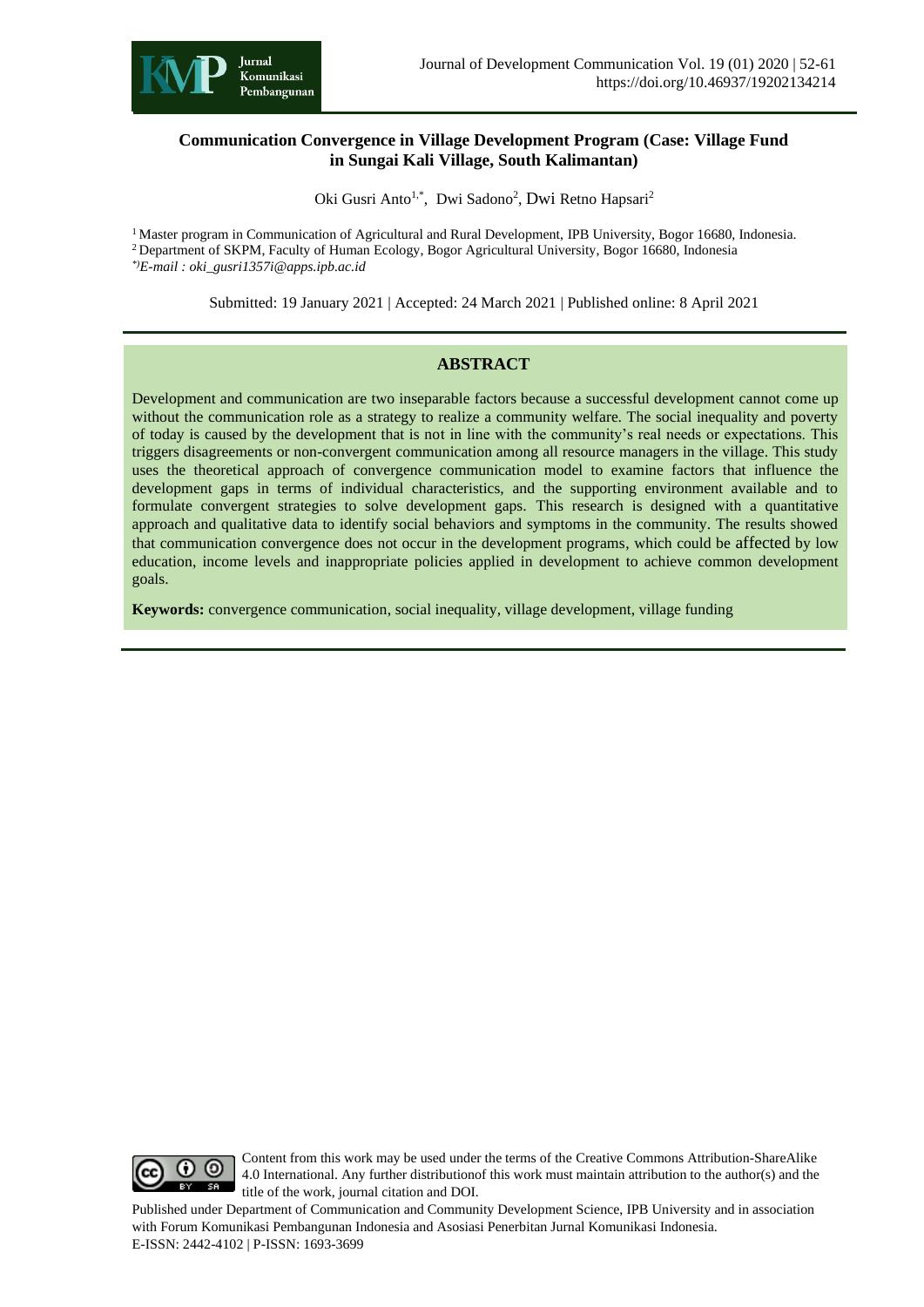# Communication Convergence in Village Development Program (Case: Village Fund in Sungai Kali Village, South Kalimantan)

Oki Gusri Anto[1,*], Dwi Sadono[2], Dwi Retno Hapsari[2]

[1] Master program in Communication of Agricultural and Rural Development, IPB University, Bogor 16680, Indonesia.
[2] Department of SKPM, Faculty of Human Ecology, Bogor Agricultural University, Bogor 16680, Indonesia
*[*)E-mail : oki_gusri1357i@apps.ipb.ac.id]*

Submitted: 19 January 2021 | Accepted: 24 March 2021 | Published online: 8 April 2021

## ABSTRACT

Development and communication are two inseparable factors because a successful development cannot come up without the communication role as a strategy to realize a community welfare. The social inequality and poverty of today is caused by the development that is not in line with the community's real needs or expectations. This triggers disagreements or non-convergent communication among all resource managers in the village. This study uses the theoretical approach of convergence communication model to examine factors that influence the development gaps in terms of individual characteristics, and the supporting environment available and to formulate convergent strategies to solve development gaps. This research is designed with a quantitative approach and qualitative data to identify social behaviors and symptoms in the community. The results showed that communication convergence does not occur in the development programs, which could be affected by low education, income levels and inappropriate policies applied in development to achieve common development goals.

**Keywords:** convergence communication, social inequality, village development, village funding

Content from this work may be used under the terms of the Creative Commons Attribution-ShareAlike 4.0 International. Any further distributionof this work must maintain attribution to the author(s) and the title of the work, journal citation and DOI.

Published under Department of Communication and Community Development Science, IPB University and in association with Forum Komunikasi Pembangunan Indonesia and Asosiasi Penerbitan Jurnal Komunikasi Indonesia.
E-ISSN: 2442-4102 | P-ISSN: 1693-3699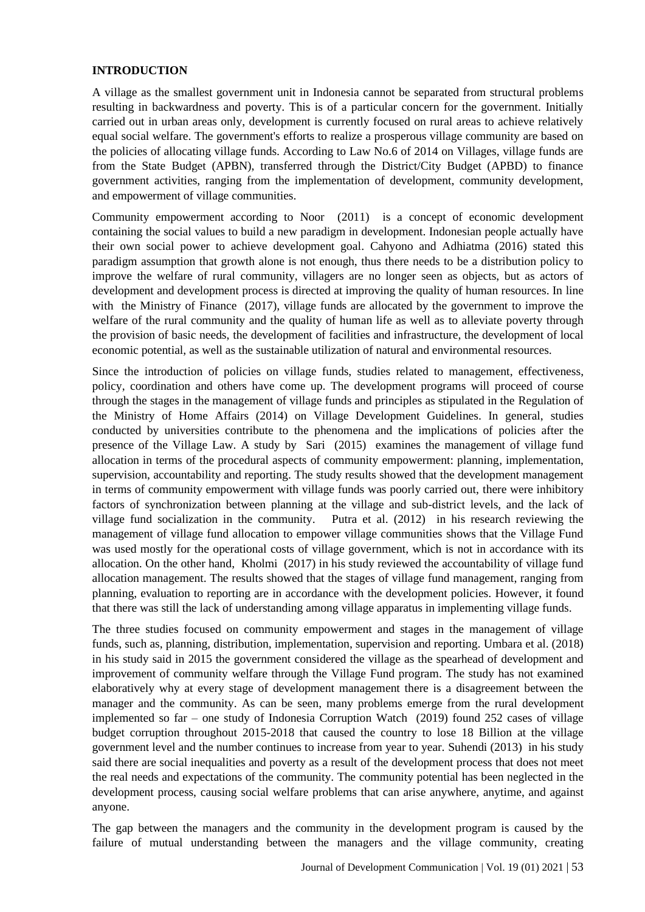**INTRODUCTION**

A village as the smallest government unit in Indonesia cannot be separated from structural problems resulting in backwardness and poverty. This is of a particular concern for the government. Initially carried out in urban areas only, development is currently focused on rural areas to achieve relatively equal social welfare. The government's efforts to realize a prosperous village community are based on the policies of allocating village funds. According to Law No.6 of 2014 on Villages, village funds are from the State Budget (APBN), transferred through the District/City Budget (APBD) to finance government activities, ranging from the implementation of development, community development, and empowerment of village communities.

Community empowerment according to Noor (2011) is a concept of economic development containing the social values to build a new paradigm in development. Indonesian people actually have their own social power to achieve development goal. Cahyono and Adhiatma (2016) stated this paradigm assumption that growth alone is not enough, thus there needs to be a distribution policy to improve the welfare of rural community, villagers are no longer seen as objects, but as actors of development and development process is directed at improving the quality of human resources. In line with the Ministry of Finance (2017), village funds are allocated by the government to improve the welfare of the rural community and the quality of human life as well as to alleviate poverty through the provision of basic needs, the development of facilities and infrastructure, the development of local economic potential, as well as the sustainable utilization of natural and environmental resources.

Since the introduction of policies on village funds, studies related to management, effectiveness, policy, coordination and others have come up. The development programs will proceed of course through the stages in the management of village funds and principles as stipulated in the Regulation of the Ministry of Home Affairs (2014) on Village Development Guidelines. In general, studies conducted by universities contribute to the phenomena and the implications of policies after the presence of the Village Law. A study by Sari (2015) examines the management of village fund allocation in terms of the procedural aspects of community empowerment: planning, implementation, supervision, accountability and reporting. The study results showed that the development management in terms of community empowerment with village funds was poorly carried out, there were inhibitory factors of synchronization between planning at the village and sub-district levels, and the lack of village fund socialization in the community. Putra et al. (2012) in his research reviewing the management of village fund allocation to empower village communities shows that the Village Fund was used mostly for the operational costs of village government, which is not in accordance with its allocation. On the other hand, Kholmi (2017) in his study reviewed the accountability of village fund allocation management. The results showed that the stages of village fund management, ranging from planning, evaluation to reporting are in accordance with the development policies. However, it found that there was still the lack of understanding among village apparatus in implementing village funds.

The three studies focused on community empowerment and stages in the management of village funds, such as, planning, distribution, implementation, supervision and reporting. Umbara et al. (2018) in his study said in 2015 the government considered the village as the spearhead of development and improvement of community welfare through the Village Fund program. The study has not examined elaboratively why at every stage of development management there is a disagreement between the manager and the community. As can be seen, many problems emerge from the rural development implemented so far – one study of Indonesia Corruption Watch (2019) found 252 cases of village budget corruption throughout 2015-2018 that caused the country to lose 18 Billion at the village government level and the number continues to increase from year to year. Suhendi (2013) in his study said there are social inequalities and poverty as a result of the development process that does not meet the real needs and expectations of the community. The community potential has been neglected in the development process, causing social welfare problems that can arise anywhere, anytime, and against anyone.

The gap between the managers and the community in the development program is caused by the failure of mutual understanding between the managers and the village community, creating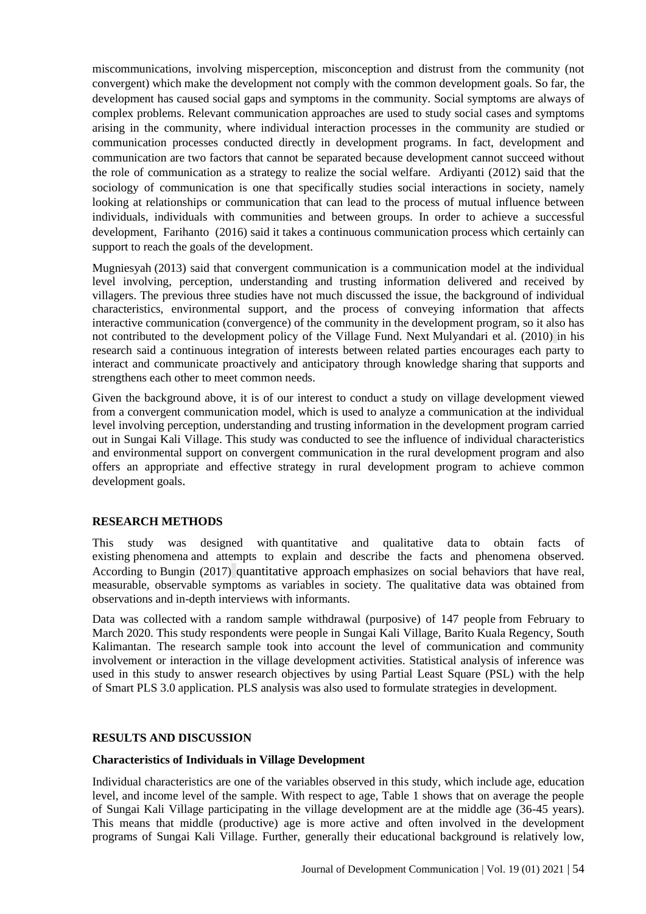miscommunications, involving misperception, misconception and distrust from the community (not convergent) which make the development not comply with the common development goals. So far, the development has caused social gaps and symptoms in the community. Social symptoms are always of complex problems. Relevant communication approaches are used to study social cases and symptoms arising in the community, where individual interaction processes in the community are studied or communication processes conducted directly in development programs. In fact, development and communication are two factors that cannot be separated because development cannot succeed without the role of communication as a strategy to realize the social welfare. Ardiyanti (2012) said that the sociology of communication is one that specifically studies social interactions in society, namely looking at relationships or communication that can lead to the process of mutual influence between individuals, individuals with communities and between groups. In order to achieve a successful development, Farihanto (2016) said it takes a continuous communication process which certainly can support to reach the goals of the development.

Mugniesyah (2013) said that convergent communication is a communication model at the individual level involving, perception, understanding and trusting information delivered and received by villagers. The previous three studies have not much discussed the issue, the background of individual characteristics, environmental support, and the process of conveying information that affects interactive communication (convergence) of the community in the development program, so it also has not contributed to the development policy of the Village Fund. Next Mulyandari et al. (2010) in his research said a continuous integration of interests between related parties encourages each party to interact and communicate proactively and anticipatory through knowledge sharing that supports and strengthens each other to meet common needs.

Given the background above, it is of our interest to conduct a study on village development viewed from a convergent communication model, which is used to analyze a communication at the individual level involving perception, understanding and trusting information in the development program carried out in Sungai Kali Village. This study was conducted to see the influence of individual characteristics and environmental support on convergent communication in the rural development program and also offers an appropriate and effective strategy in rural development program to achieve common development goals.

## RESEARCH METHODS

This study was designed with quantitative and qualitative data to obtain facts of existing phenomena and attempts to explain and describe the facts and phenomena observed. According to Bungin (2017) quantitative approach emphasizes on social behaviors that have real, measurable, observable symptoms as variables in society. The qualitative data was obtained from observations and in-depth interviews with informants.

Data was collected with a random sample withdrawal (purposive) of 147 people from February to March 2020. This study respondents were people in Sungai Kali Village, Barito Kuala Regency, South Kalimantan. The research sample took into account the level of communication and community involvement or interaction in the village development activities. Statistical analysis of inference was used in this study to answer research objectives by using Partial Least Square (PSL) with the help of Smart PLS 3.0 application. PLS analysis was also used to formulate strategies in development.

## RESULTS AND DISCUSSION

### Characteristics of Individuals in Village Development

Individual characteristics are one of the variables observed in this study, which include age, education level, and income level of the sample. With respect to age, Table 1 shows that on average the people of Sungai Kali Village participating in the village development are at the middle age (36-45 years). This means that middle (productive) age is more active and often involved in the development programs of Sungai Kali Village. Further, generally their educational background is relatively low,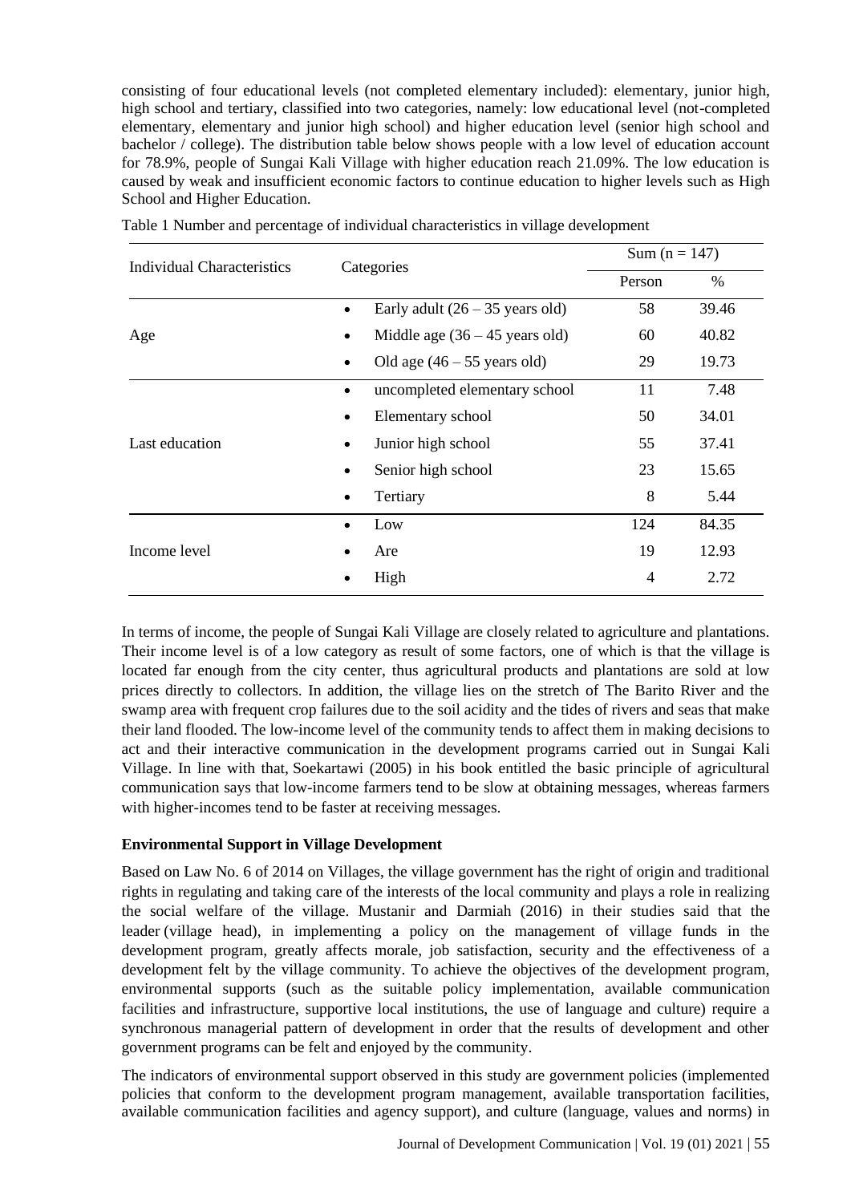consisting of four educational levels (not completed elementary included): elementary, junior high, high school and tertiary, classified into two categories, namely: low educational level (not-completed elementary, elementary and junior high school) and higher education level (senior high school and bachelor / college). The distribution table below shows people with a low level of education account for 78.9%, people of Sungai Kali Village with higher education reach 21.09%. The low education is caused by weak and insufficient economic factors to continue education to higher levels such as High School and Higher Education.

Table 1 Number and percentage of individual characteristics in village development

| Individual Characteristics | Categories | Sum (n = 147) | |
|---|---|---|---|
| | | Person | % |
| Age | • Early adult (26 – 35 years old) | 58 | 39.46 |
| | • Middle age (36 – 45 years old) | 60 | 40.82 |
| | • Old age (46 – 55 years old) | 29 | 19.73 |
| Last education | • uncompleted elementary school | 11 | 7.48 |
| | • Elementary school | 50 | 34.01 |
| | • Junior high school | 55 | 37.41 |
| | • Senior high school | 23 | 15.65 |
| | • Tertiary | 8 | 5.44 |
| Income level | • Low | 124 | 84.35 |
| | • Are | 19 | 12.93 |
| | • High | 4 | 2.72 |

In terms of income, the people of Sungai Kali Village are closely related to agriculture and plantations. Their income level is of a low category as result of some factors, one of which is that the village is located far enough from the city center, thus agricultural products and plantations are sold at low prices directly to collectors. In addition, the village lies on the stretch of The Barito River and the swamp area with frequent crop failures due to the soil acidity and the tides of rivers and seas that make their land flooded. The low-income level of the community tends to affect them in making decisions to act and their interactive communication in the development programs carried out in Sungai Kali Village. In line with that, Soekartawi (2005) in his book entitled the basic principle of agricultural communication says that low-income farmers tend to be slow at obtaining messages, whereas farmers with higher-incomes tend to be faster at receiving messages.

**Environmental Support in Village Development**

Based on Law No. 6 of 2014 on Villages, the village government has the right of origin and traditional rights in regulating and taking care of the interests of the local community and plays a role in realizing the social welfare of the village. Mustanir and Darmiah (2016) in their studies said that the leader (village head), in implementing a policy on the management of village funds in the development program, greatly affects morale, job satisfaction, security and the effectiveness of a development felt by the village community. To achieve the objectives of the development program, environmental supports (such as the suitable policy implementation, available communication facilities and infrastructure, supportive local institutions, the use of language and culture) require a synchronous managerial pattern of development in order that the results of development and other government programs can be felt and enjoyed by the community.

The indicators of environmental support observed in this study are government policies (implemented policies that conform to the development program management, available transportation facilities, available communication facilities and agency support), and culture (language, values and norms) in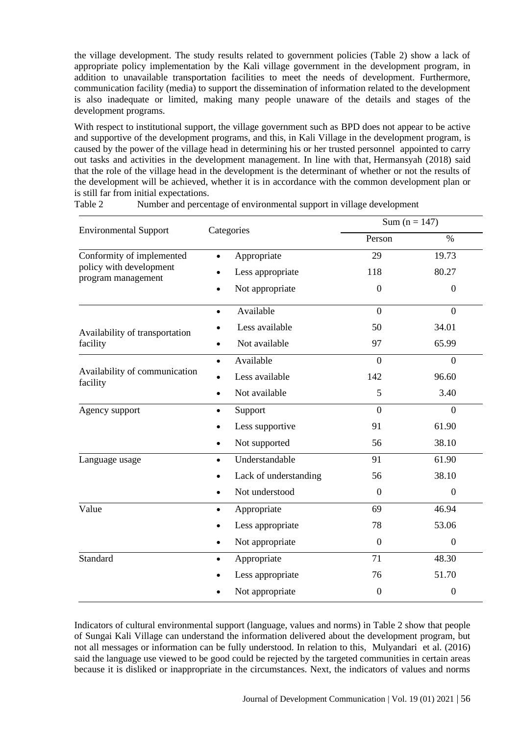the village development. The study results related to government policies (Table 2) show a lack of appropriate policy implementation by the Kali village government in the development program, in addition to unavailable transportation facilities to meet the needs of development. Furthermore, communication facility (media) to support the dissemination of information related to the development is also inadequate or limited, making many people unaware of the details and stages of the development programs.

With respect to institutional support, the village government such as BPD does not appear to be active and supportive of the development programs, and this, in Kali Village in the development program, is caused by the power of the village head in determining his or her trusted personnel appointed to carry out tasks and activities in the development management. In line with that, Hermansyah (2018) said that the role of the village head in the development is the determinant of whether or not the results of the development will be achieved, whether it is in accordance with the common development plan or is still far from initial expectations.

Table 2 Number and percentage of environmental support in village development

| Environmental Support | Categories | Sum (n = 147) | |
|---|---|---|---|
| | | Person | % |
| Conformity of implemented policy with development program management | • Appropriate | 29 | 19.73 |
| | • Less appropriate | 118 | 80.27 |
| | • Not appropriate | 0 | 0 |
| Availability of transportation facility | • Available | 0 | 0 |
| | • Less available | 50 | 34.01 |
| | • Not available | 97 | 65.99 |
| Availability of communication facility | • Available | 0 | 0 |
| | • Less available | 142 | 96.60 |
| | • Not available | 5 | 3.40 |
| Agency support | • Support | 0 | 0 |
| | • Less supportive | 91 | 61.90 |
| | • Not supported | 56 | 38.10 |
| Language usage | • Understandable | 91 | 61.90 |
| | • Lack of understanding | 56 | 38.10 |
| | • Not understood | 0 | 0 |
| Value | • Appropriate | 69 | 46.94 |
| | • Less appropriate | 78 | 53.06 |
| | • Not appropriate | 0 | 0 |
| Standard | • Appropriate | 71 | 48.30 |
| | • Less appropriate | 76 | 51.70 |
| | • Not appropriate | 0 | 0 |

Indicators of cultural environmental support (language, values and norms) in Table 2 show that people of Sungai Kali Village can understand the information delivered about the development program, but not all messages or information can be fully understood. In relation to this, Mulyandari et all. (2016) said the language use viewed to be good could be rejected by the targeted communities in certain areas because it is disliked or inappropriate in the circumstances. Next, the indicators of values and norms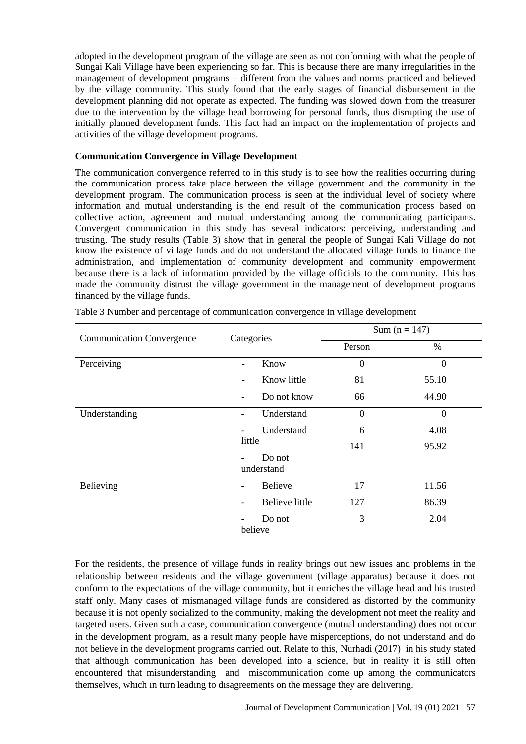adopted in the development program of the village are seen as not conforming with what the people of Sungai Kali Village have been experiencing so far. This is because there are many irregularities in the management of development programs – different from the values and norms practiced and believed by the village community. This study found that the early stages of financial disbursement in the development planning did not operate as expected. The funding was slowed down from the treasurer due to the intervention by the village head borrowing for personal funds, thus disrupting the use of initially planned development funds. This fact had an impact on the implementation of projects and activities of the village development programs.

**Communication Convergence in Village Development**

The communication convergence referred to in this study is to see how the realities occurring during the communication process take place between the village government and the community in the development program. The communication process is seen at the individual level of society where information and mutual understanding is the end result of the communication process based on collective action, agreement and mutual understanding among the communicating participants. Convergent communication in this study has several indicators: perceiving, understanding and trusting. The study results (Table 3) show that in general the people of Sungai Kali Village do not know the existence of village funds and do not understand the allocated village funds to finance the administration, and implementation of community development and community empowerment because there is a lack of information provided by the village officials to the community. This has made the community distrust the village government in the management of development programs financed by the village funds.

Table 3 Number and percentage of communication convergence in village development

| Communication Convergence | Categories | Sum (n = 147) | |
|---|---|---|---|
| | | Person | % |
| Perceiving | - Know | 0 | 0 |
| | - Know little | 81 | 55.10 |
| | - Do not know | 66 | 44.90 |
| Understanding | - Understand | 0 | 0 |
| | - Understand little | 6 | 4.08 |
| | - Do not understand | 141 | 95.92 |
| Believing | - Believe | 17 | 11.56 |
| | - Believe little | 127 | 86.39 |
| | - Do not believe | 3 | 2.04 |

For the residents, the presence of village funds in reality brings out new issues and problems in the relationship between residents and the village government (village apparatus) because it does not conform to the expectations of the village community, but it enriches the village head and his trusted staff only. Many cases of mismanaged village funds are considered as distorted by the community because it is not openly socialized to the community, making the development not meet the reality and targeted users. Given such a case, communication convergence (mutual understanding) does not occur in the development program, as a result many people have misperceptions, do not understand and do not believe in the development programs carried out. Relate to this, Nurhadi (2017) in his study stated that although communication has been developed into a science, but in reality it is still often encountered that misunderstanding and miscommunication come up among the communicators themselves, which in turn leading to disagreements on the message they are delivering.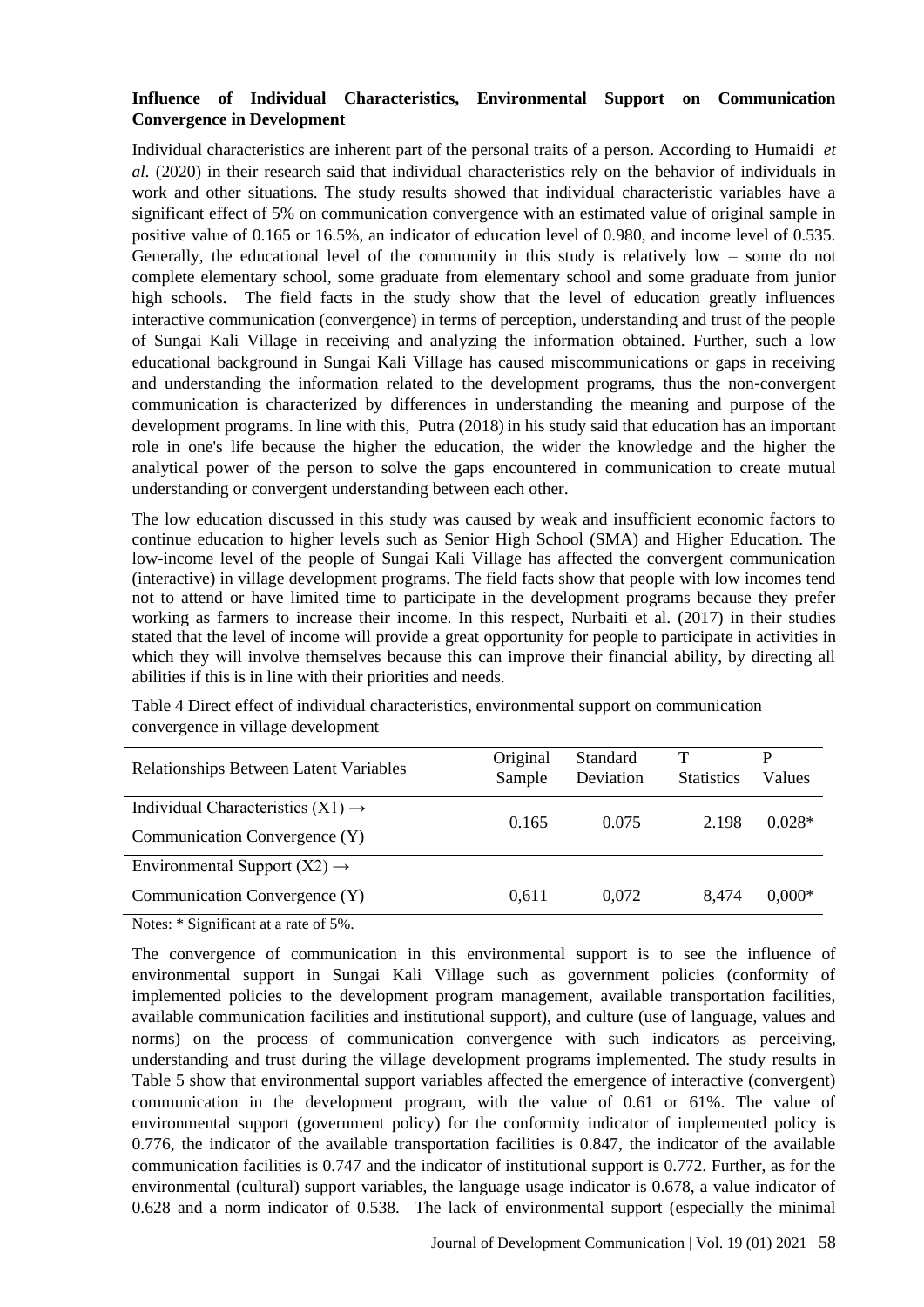**Influence of Individual Characteristics, Environmental Support on Communication Convergence in Development**

Individual characteristics are inherent part of the personal traits of a person. According to Humaidi *et al.* (2020) in their research said that individual characteristics rely on the behavior of individuals in work and other situations. The study results showed that individual characteristic variables have a significant effect of 5% on communication convergence with an estimated value of original sample in positive value of 0.165 or 16.5%, an indicator of education level of 0.980, and income level of 0.535. Generally, the educational level of the community in this study is relatively low – some do not complete elementary school, some graduate from elementary school and some graduate from junior high schools. The field facts in the study show that the level of education greatly influences interactive communication (convergence) in terms of perception, understanding and trust of the people of Sungai Kali Village in receiving and analyzing the information obtained. Further, such a low educational background in Sungai Kali Village has caused miscommunications or gaps in receiving and understanding the information related to the development programs, thus the non-convergent communication is characterized by differences in understanding the meaning and purpose of the development programs. In line with this, Putra (2018) in his study said that education has an important role in one's life because the higher the education, the wider the knowledge and the higher the analytical power of the person to solve the gaps encountered in communication to create mutual understanding or convergent understanding between each other.

The low education discussed in this study was caused by weak and insufficient economic factors to continue education to higher levels such as Senior High School (SMA) and Higher Education. The low-income level of the people of Sungai Kali Village has affected the convergent communication (interactive) in village development programs. The field facts show that people with low incomes tend not to attend or have limited time to participate in the development programs because they prefer working as farmers to increase their income. In this respect, Nurbaiti et al. (2017) in their studies stated that the level of income will provide a great opportunity for people to participate in activities in which they will involve themselves because this can improve their financial ability, by directing all abilities if this is in line with their priorities and needs.

Table 4 Direct effect of individual characteristics, environmental support on communication convergence in village development

| Relationships Between Latent Variables | Original Sample | Standard Deviation | T Statistics | P Values |
|---|---|---|---|---|
| Individual Characteristics (X1) → Communication Convergence (Y) | 0.165 | 0.075 | 2.198 | 0.028* |
| Environmental Support (X2) → Communication Convergence (Y) | 0,611 | 0,072 | 8,474 | 0,000* |

Notes: * Significant at a rate of 5%.

The convergence of communication in this environmental support is to see the influence of environmental support in Sungai Kali Village such as government policies (conformity of implemented policies to the development program management, available transportation facilities, available communication facilities and institutional support), and culture (use of language, values and norms) on the process of communication convergence with such indicators as perceiving, understanding and trust during the village development programs implemented. The study results in Table 5 show that environmental support variables affected the emergence of interactive (convergent) communication in the development program, with the value of 0.61 or 61%. The value of environmental support (government policy) for the conformity indicator of implemented policy is 0.776, the indicator of the available transportation facilities is 0.847, the indicator of the available communication facilities is 0.747 and the indicator of institutional support is 0.772. Further, as for the environmental (cultural) support variables, the language usage indicator is 0.678, a value indicator of 0.628 and a norm indicator of 0.538. The lack of environmental support (especially the minimal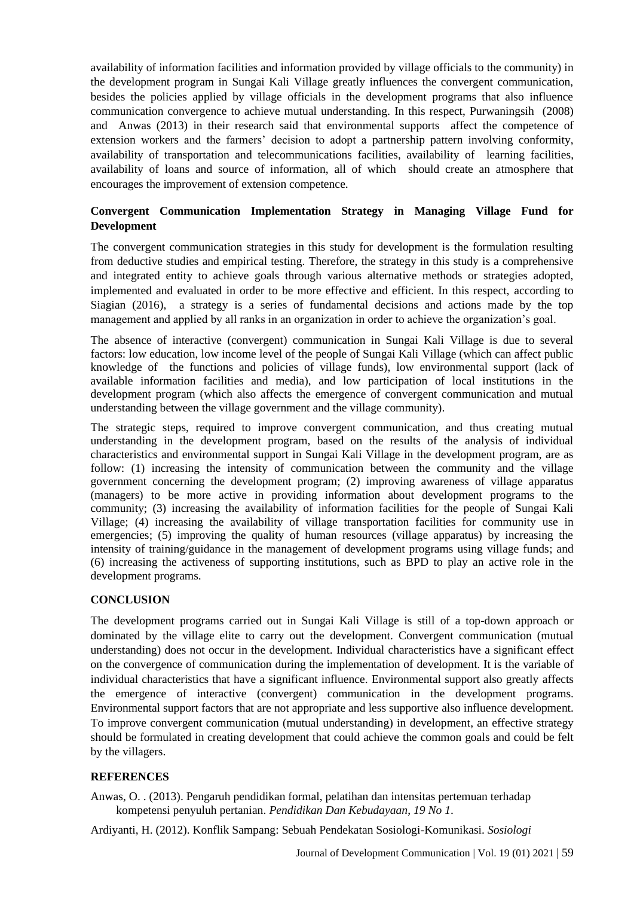availability of information facilities and information provided by village officials to the community) in the development program in Sungai Kali Village greatly influences the convergent communication, besides the policies applied by village officials in the development programs that also influence communication convergence to achieve mutual understanding. In this respect, Purwaningsih (2008) and Anwas (2013) in their research said that environmental supports affect the competence of extension workers and the farmers' decision to adopt a partnership pattern involving conformity, availability of transportation and telecommunications facilities, availability of learning facilities, availability of loans and source of information, all of which should create an atmosphere that encourages the improvement of extension competence.

### Convergent Communication Implementation Strategy in Managing Village Fund for Development

The convergent communication strategies in this study for development is the formulation resulting from deductive studies and empirical testing. Therefore, the strategy in this study is a comprehensive and integrated entity to achieve goals through various alternative methods or strategies adopted, implemented and evaluated in order to be more effective and efficient. In this respect, according to Siagian (2016), a strategy is a series of fundamental decisions and actions made by the top management and applied by all ranks in an organization in order to achieve the organization's goal.

The absence of interactive (convergent) communication in Sungai Kali Village is due to several factors: low education, low income level of the people of Sungai Kali Village (which can affect public knowledge of the functions and policies of village funds), low environmental support (lack of available information facilities and media), and low participation of local institutions in the development program (which also affects the emergence of convergent communication and mutual understanding between the village government and the village community).

The strategic steps, required to improve convergent communication, and thus creating mutual understanding in the development program, based on the results of the analysis of individual characteristics and environmental support in Sungai Kali Village in the development program, are as follow: (1) increasing the intensity of communication between the community and the village government concerning the development program; (2) improving awareness of village apparatus (managers) to be more active in providing information about development programs to the community; (3) increasing the availability of information facilities for the people of Sungai Kali Village; (4) increasing the availability of village transportation facilities for community use in emergencies; (5) improving the quality of human resources (village apparatus) by increasing the intensity of training/guidance in the management of development programs using village funds; and (6) increasing the activeness of supporting institutions, such as BPD to play an active role in the development programs.

## CONCLUSION

The development programs carried out in Sungai Kali Village is still of a top-down approach or dominated by the village elite to carry out the development. Convergent communication (mutual understanding) does not occur in the development. Individual characteristics have a significant effect on the convergence of communication during the implementation of development. It is the variable of individual characteristics that have a significant influence. Environmental support also greatly affects the emergence of interactive (convergent) communication in the development programs. Environmental support factors that are not appropriate and less supportive also influence development. To improve convergent communication (mutual understanding) in development, an effective strategy should be formulated in creating development that could achieve the common goals and could be felt by the villagers.

## REFERENCES

Anwas, O. . (2013). Pengaruh pendidikan formal, pelatihan dan intensitas pertemuan terhadap kompetensi penyuluh pertanian. *Pendidikan Dan Kebudayaan*, *19 No 1*.

Ardiyanti, H. (2012). Konflik Sampang: Sebuah Pendekatan Sosiologi-Komunikasi. *Sosiologi*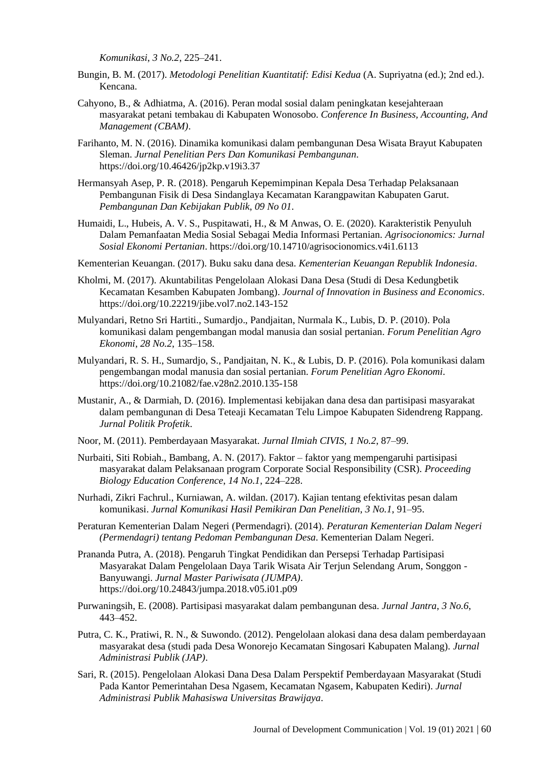*Komunikasi*, *3 No.2*, 225–241.

Bungin, B. M. (2017). *Metodologi Penelitian Kuantitatif: Edisi Kedua* (A. Supriyatna (ed.); 2nd ed.). Kencana.

Cahyono, B., & Adhiatma, A. (2016). Peran modal sosial dalam peningkatan kesejahteraan masyarakat petani tembakau di Kabupaten Wonosobo. *Conference In Business, Accounting, And Management (CBAM)*.

Farihanto, M. N. (2016). Dinamika komunikasi dalam pembangunan Desa Wisata Brayut Kabupaten Sleman. *Jurnal Penelitian Pers Dan Komunikasi Pembangunan*. https://doi.org/10.46426/jp2kp.v19i3.37

Hermansyah Asep, P. R. (2018). Pengaruh Kepemimpinan Kepala Desa Terhadap Pelaksanaan Pembangunan Fisik di Desa Sindanglaya Kecamatan Karangpawitan Kabupaten Garut. *Pembangunan Dan Kebijakan Publik*, *09 No 01*.

Humaidi, L., Hubeis, A. V. S., Puspitawati, H., & M Anwas, O. E. (2020). Karakteristik Penyuluh Dalam Pemanfaatan Media Sosial Sebagai Media Informasi Pertanian. *Agrisocionomics: Jurnal Sosial Ekonomi Pertanian*. https://doi.org/10.14710/agrisocionomics.v4i1.6113

Kementerian Keuangan. (2017). Buku saku dana desa. *Kementerian Keuangan Republik Indonesia*.

Kholmi, M. (2017). Akuntabilitas Pengelolaan Alokasi Dana Desa (Studi di Desa Kedungbetik Kecamatan Kesamben Kabupaten Jombang). *Journal of Innovation in Business and Economics*. https://doi.org/10.22219/jibe.vol7.no2.143-152

Mulyandari, Retno Sri Hartiti., Sumardjo., Pandjaitan, Nurmala K., Lubis, D. P. (2010). Pola komunikasi dalam pengembangan modal manusia dan sosial pertanian. *Forum Penelitian Agro Ekonomi*, *28 No.2*, 135–158.

Mulyandari, R. S. H., Sumardjo, S., Pandjaitan, N. K., & Lubis, D. P. (2016). Pola komunikasi dalam pengembangan modal manusia dan sosial pertanian. *Forum Penelitian Agro Ekonomi*. https://doi.org/10.21082/fae.v28n2.2010.135-158

Mustanir, A., & Darmiah, D. (2016). Implementasi kebijakan dana desa dan partisipasi masyarakat dalam pembangunan di Desa Teteaji Kecamatan Telu Limpoe Kabupaten Sidendreng Rappang. *Jurnal Politik Profetik*.

Noor, M. (2011). Pemberdayaan Masyarakat. *Jurnal Ilmiah CIVIS*, *1 No.2*, 87–99.

Nurbaiti, Siti Robiah., Bambang, A. N. (2017). Faktor – faktor yang mempengaruhi partisipasi masyarakat dalam Pelaksanaan program Corporate Social Responsibility (CSR). *Proceeding Biology Education Conference*, *14 No.1*, 224–228.

Nurhadi, Zikri Fachrul., Kurniawan, A. wildan. (2017). Kajian tentang efektivitas pesan dalam komunikasi. *Jurnal Komunikasi Hasil Pemikiran Dan Penelitian*, *3 No.1*, 91–95.

Peraturan Kementerian Dalam Negeri (Permendagri). (2014). *Peraturan Kementerian Dalam Negeri (Permendagri) tentang Pedoman Pembangunan Desa*. Kementerian Dalam Negeri.

Prananda Putra, A. (2018). Pengaruh Tingkat Pendidikan dan Persepsi Terhadap Partisipasi Masyarakat Dalam Pengelolaan Daya Tarik Wisata Air Terjun Selendang Arum, Songgon - Banyuwangi. *Jurnal Master Pariwisata (JUMPA)*. https://doi.org/10.24843/jumpa.2018.v05.i01.p09

Purwaningsih, E. (2008). Partisipasi masyarakat dalam pembangunan desa. *Jurnal Jantra*, *3 No.6*, 443–452.

Putra, C. K., Pratiwi, R. N., & Suwondo. (2012). Pengelolaan alokasi dana desa dalam pemberdayaan masyarakat desa (studi pada Desa Wonorejo Kecamatan Singosari Kabupaten Malang). *Jurnal Administrasi Publik (JAP)*.

Sari, R. (2015). Pengelolaan Alokasi Dana Desa Dalam Perspektif Pemberdayaan Masyarakat (Studi Pada Kantor Pemerintahan Desa Ngasem, Kecamatan Ngasem, Kabupaten Kediri). *Jurnal Administrasi Publik Mahasiswa Universitas Brawijaya*.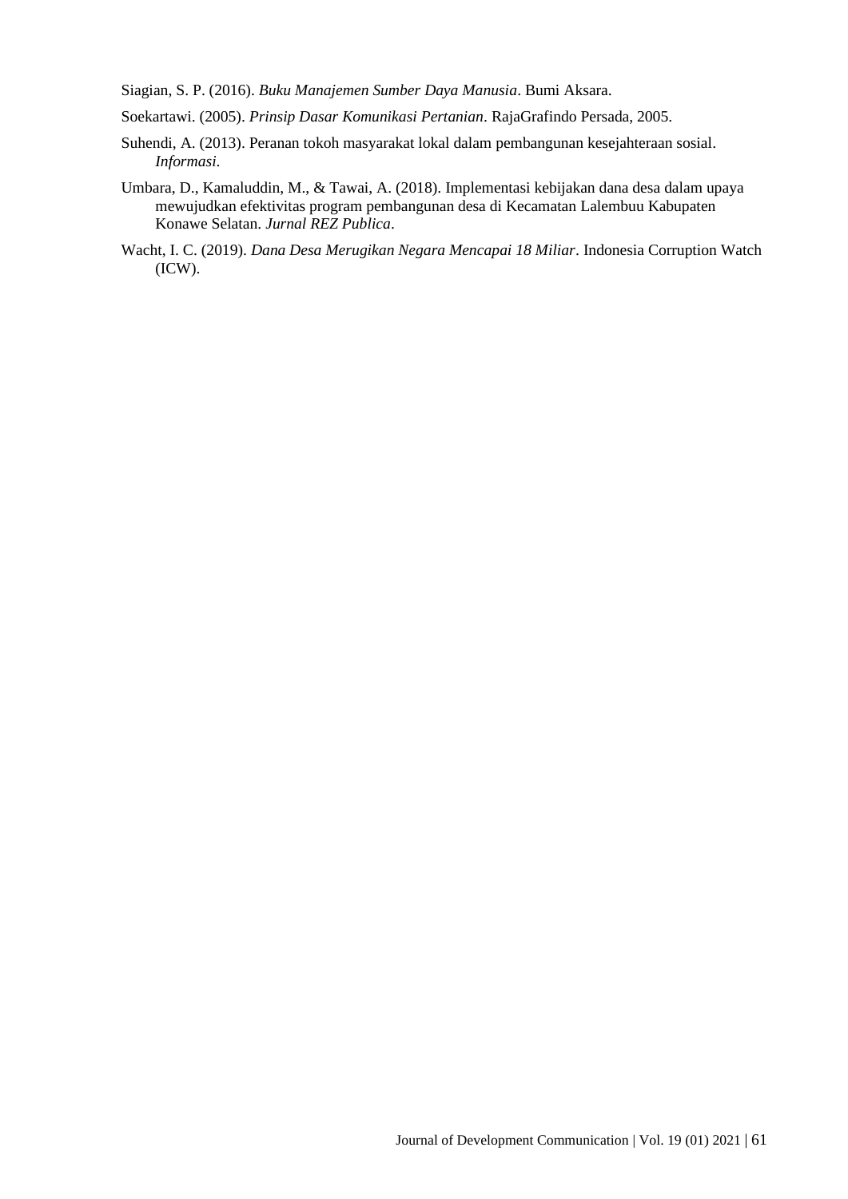Siagian, S. P. (2016). *Buku Manajemen Sumber Daya Manusia*. Bumi Aksara.

Soekartawi. (2005). *Prinsip Dasar Komunikasi Pertanian*. RajaGrafindo Persada, 2005.

Suhendi, A. (2013). Peranan tokoh masyarakat lokal dalam pembangunan kesejahteraan sosial. *Informasi*.

Umbara, D., Kamaluddin, M., & Tawai, A. (2018). Implementasi kebijakan dana desa dalam upaya mewujudkan efektivitas program pembangunan desa di Kecamatan Lalembuu Kabupaten Konawe Selatan. *Jurnal REZ Publica*.

Wacht, I. C. (2019). *Dana Desa Merugikan Negara Mencapai 18 Miliar*. Indonesia Corruption Watch (ICW).